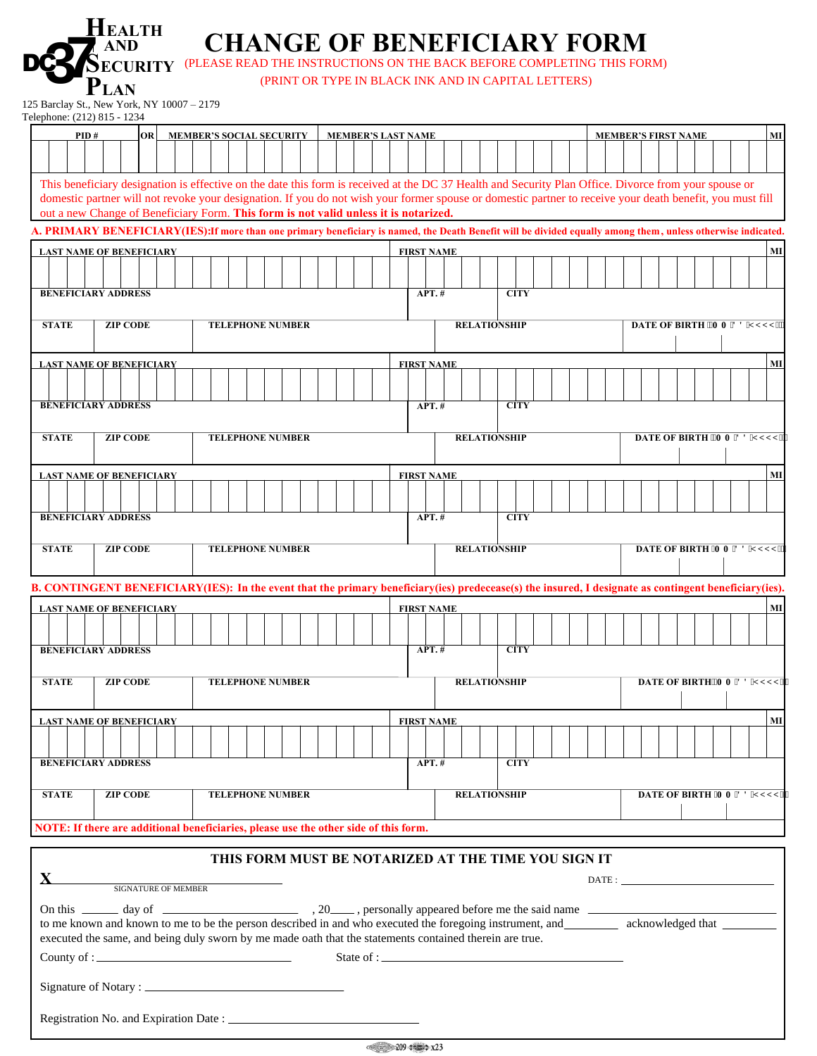# DC 37 HEALTH AND SECURITY PLAN

125 Barclay St., New York, NY 10007 – 2179
Telephone: (212) 815 - 1234

# CHANGE OF BENEFICIARY FORM

(PLEASE READ THE INSTRUCTIONS ON THE BACK BEFORE COMPLETING THIS FORM)

(PRINT OR TYPE IN BLACK INK AND IN CAPITAL LETTERS)

| PID # | OR | MEMBER'S SOCIAL SECURITY | MEMBER'S LAST NAME | MEMBER'S FIRST NAME | MI |
|---|---|---|---|---|---|
| | | | | | |

This beneficiary designation is effective on the date this form is received at the DC 37 Health and Security Plan Office. Divorce from your spouse or domestic partner will not revoke your designation. If you do not wish your former spouse or domestic partner to receive your death benefit, you must fill out a new Change of Beneficiary Form. **This form is not valid unless it is notarized.**

**A. PRIMARY BENEFICIARY(IES):If more than one primary beneficiary is named, the Death Benefit will be divided equally among them, unless otherwise indicated.**

| LAST NAME OF BENEFICIARY | FIRST NAME | MI |
|---|---|---|
| | | |
| **BENEFICIARY ADDRESS** | **APT. #** | **CITY** |
| | | |
| **STATE** / **ZIP CODE** / **TELEPHONE NUMBER** | **RELATIONSHIP** | **DATE OF BIRTH** |
| | | |

| LAST NAME OF BENEFICIARY | FIRST NAME | MI |
|---|---|---|
| | | |
| **BENEFICIARY ADDRESS** | **APT. #** | **CITY** |
| | | |
| **STATE** / **ZIP CODE** / **TELEPHONE NUMBER** | **RELATIONSHIP** | **DATE OF BIRTH** |
| | | |

| LAST NAME OF BENEFICIARY | FIRST NAME | MI |
|---|---|---|
| | | |
| **BENEFICIARY ADDRESS** | **APT. #** | **CITY** |
| | | |
| **STATE** / **ZIP CODE** / **TELEPHONE NUMBER** | **RELATIONSHIP** | **DATE OF BIRTH** |
| | | |

**B. CONTINGENT BENEFICIARY(IES): In the event that the primary beneficiary(ies) predecease(s) the insured, I designate as contingent beneficiary(ies).**

| LAST NAME OF BENEFICIARY | FIRST NAME | MI |
|---|---|---|
| | | |
| **BENEFICIARY ADDRESS** | **APT. #** | **CITY** |
| | | |
| **STATE** / **ZIP CODE** / **TELEPHONE NUMBER** | **RELATIONSHIP** | **DATE OF BIRTH** |
| | | |

| LAST NAME OF BENEFICIARY | FIRST NAME | MI |
|---|---|---|
| | | |
| **BENEFICIARY ADDRESS** | **APT. #** | **CITY** |
| | | |
| **STATE** / **ZIP CODE** / **TELEPHONE NUMBER** | **RELATIONSHIP** | **DATE OF BIRTH** |
| | | |

**NOTE: If there are additional beneficiaries, please use the other side of this form.**

## THIS FORM MUST BE NOTARIZED AT THE TIME YOU SIGN IT

X ______________________________ DATE : ______________________
SIGNATURE OF MEMBER

On this ______ day of ______________________ , 20____ , personally appeared before me the said name ______________________________ to me known and known to me to be the person described in and who executed the foregoing instrument, and__________ acknowledged that __________ executed the same, and being duly sworn by me made oath that the statements contained therein are true.

County of : ______________________________ State of : ______________________________

Signature of Notary : ______________________________

Registration No. and Expiration Date : ______________________________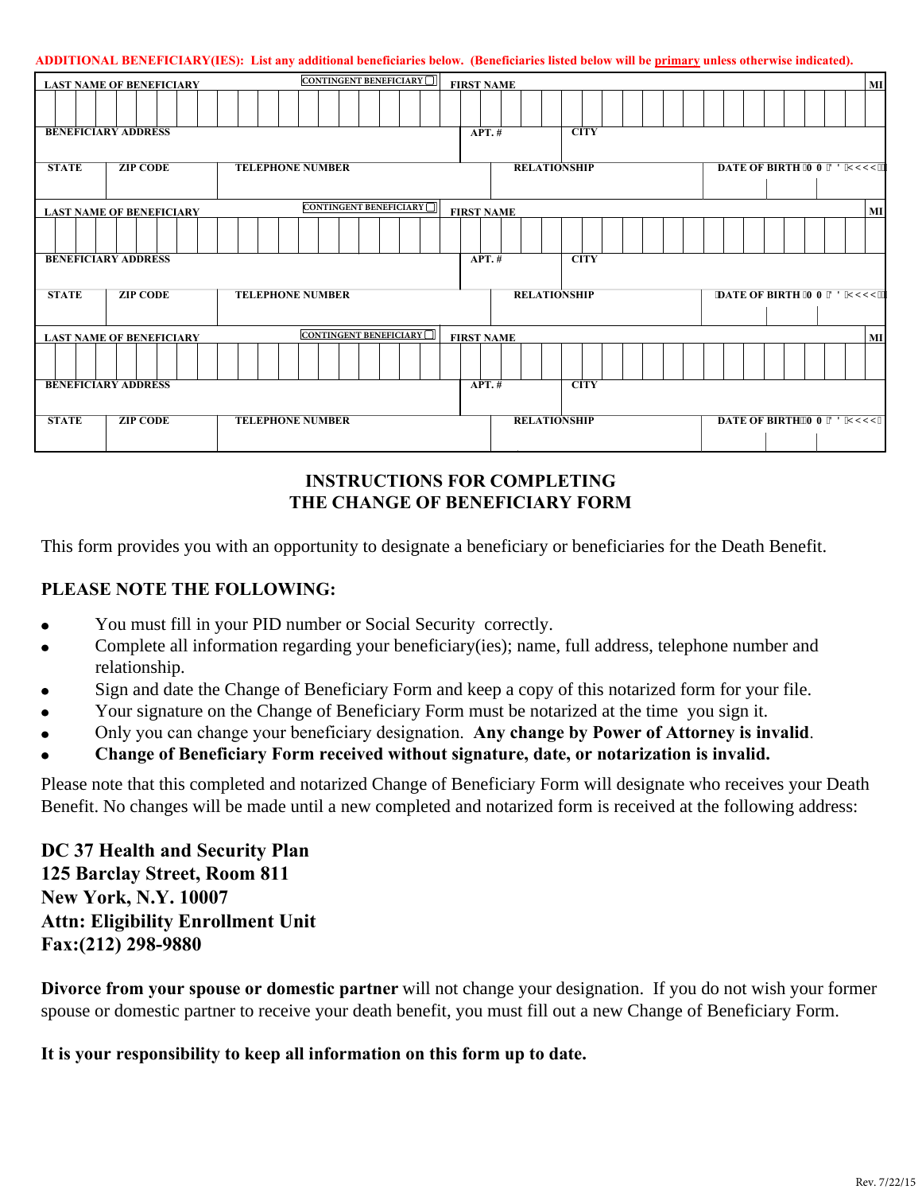**ADDITIONAL BENEFICIARY(IES): List any additional beneficiaries below. (Beneficiaries listed below will be primary unless otherwise indicated).**

| LAST NAME OF BENEFICIARY | CONTINGENT BENEFICIARY ☐ | FIRST NAME | MI |
|---|---|---|---|
| | | | |

| BENEFICIARY ADDRESS | APT. # | CITY |
|---|---|---|
| | | |

| STATE | ZIP CODE | TELEPHONE NUMBER | RELATIONSHIP | DATE OF BIRTH |
|---|---|---|---|---|
| | | | | |

| LAST NAME OF BENEFICIARY | CONTINGENT BENEFICIARY ☐ | FIRST NAME | MI |
|---|---|---|---|
| | | | |

| BENEFICIARY ADDRESS | APT. # | CITY |
|---|---|---|
| | | |

| STATE | ZIP CODE | TELEPHONE NUMBER | RELATIONSHIP | DATE OF BIRTH |
|---|---|---|---|---|
| | | | | |

| LAST NAME OF BENEFICIARY | CONTINGENT BENEFICIARY ☐ | FIRST NAME | MI |
|---|---|---|---|
| | | | |

| BENEFICIARY ADDRESS | APT. # | CITY |
|---|---|---|
| | | |

| STATE | ZIP CODE | TELEPHONE NUMBER | RELATIONSHIP | DATE OF BIRTH |
|---|---|---|---|---|
| | | | | |

## INSTRUCTIONS FOR COMPLETING THE CHANGE OF BENEFICIARY FORM

This form provides you with an opportunity to designate a beneficiary or beneficiaries for the Death Benefit.

**PLEASE NOTE THE FOLLOWING:**

- You must fill in your PID number or Social Security correctly.
- Complete all information regarding your beneficiary(ies); name, full address, telephone number and relationship.
- Sign and date the Change of Beneficiary Form and keep a copy of this notarized form for your file.
- Your signature on the Change of Beneficiary Form must be notarized at the time you sign it.
- Only you can change your beneficiary designation. **Any change by Power of Attorney is invalid**.
- **Change of Beneficiary Form received without signature, date, or notarization is invalid.**

Please note that this completed and notarized Change of Beneficiary Form will designate who receives your Death Benefit. No changes will be made until a new completed and notarized form is received at the following address:

**DC 37 Health and Security Plan**
**125 Barclay Street, Room 811**
**New York, N.Y. 10007**
**Attn: Eligibility Enrollment Unit**
**Fax:(212) 298-9880**

**Divorce from your spouse or domestic partner** will not change your designation. If you do not wish your former spouse or domestic partner to receive your death benefit, you must fill out a new Change of Beneficiary Form.

**It is your responsibility to keep all information on this form up to date.**

Rev. 7/22/15